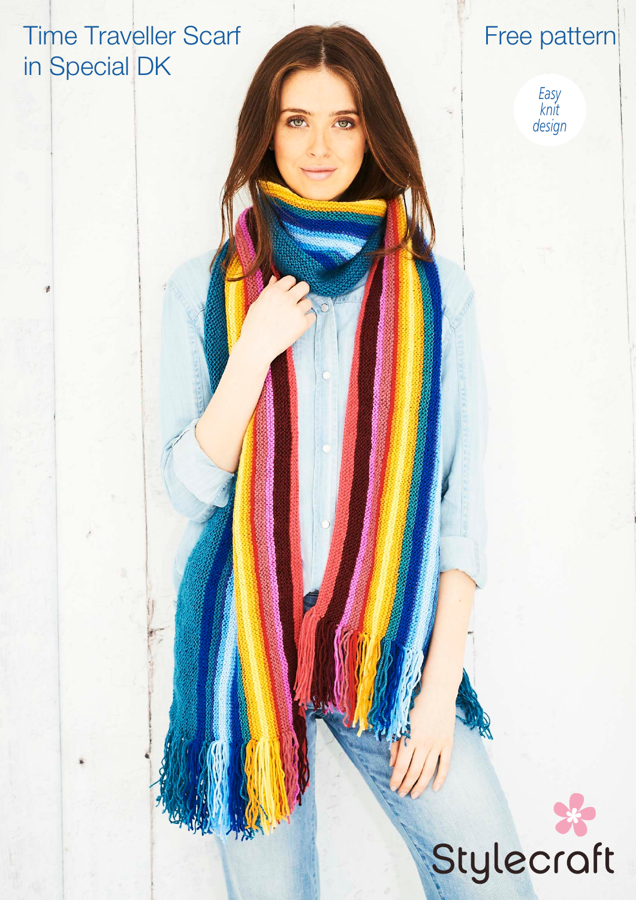# Time Traveller Scarf in Special DK

Free pattern

*Easy knit design*

Stylecraft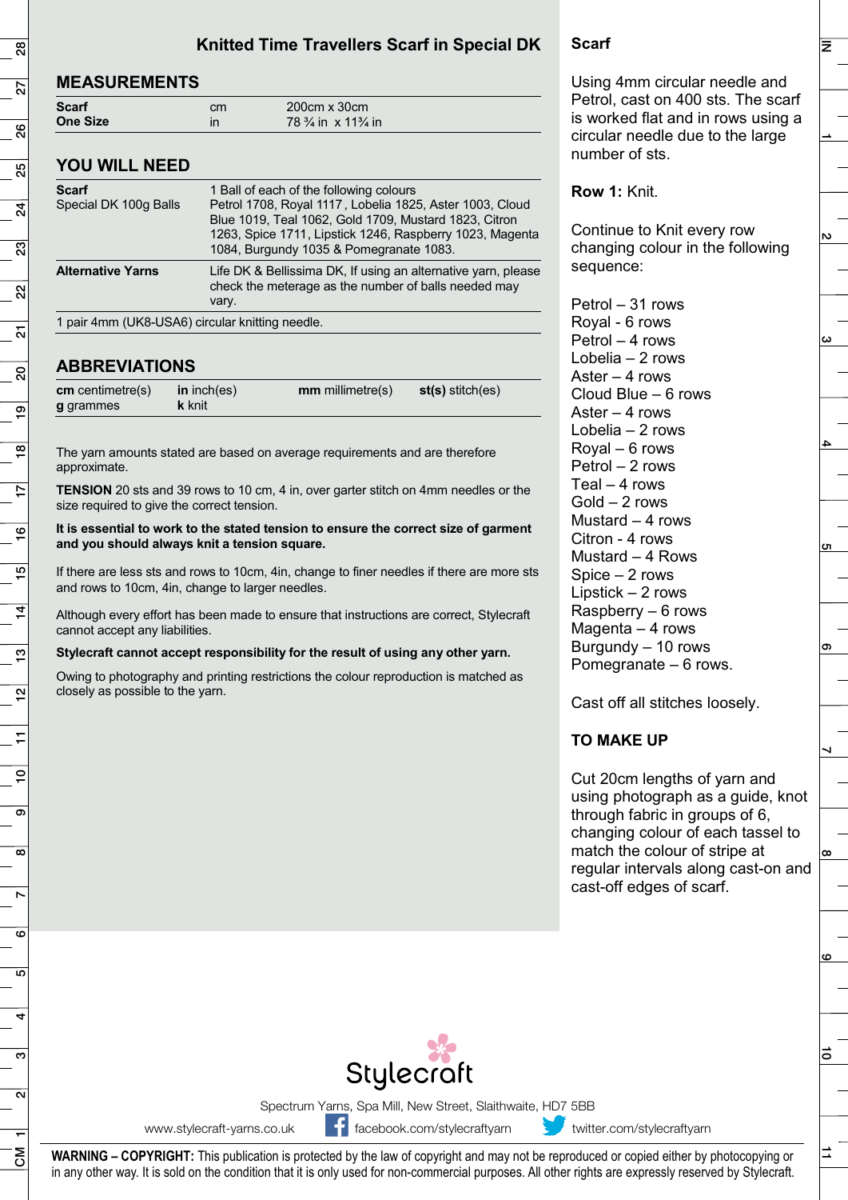# Knitted Time Travellers Scarf in Special DK

## MEASUREMENTS

| | | |
|---|---|---|
| **Scarf** | cm | 200cm x 30cm |
| **One Size** | in | 78 ¾ in x 11¾ in |

## YOU WILL NEED

| | |
|---|---|
| **Scarf**<br>Special DK 100g Balls | 1 Ball of each of the following colours Petrol 1708, Royal 1117 , Lobelia 1825, Aster 1003, Cloud Blue 1019, Teal 1062, Gold 1709, Mustard 1823, Citron 1263, Spice 1711, Lipstick 1246, Raspberry 1023, Magenta 1084, Burgundy 1035 & Pomegranate 1083. |
| **Alternative Yarns** | Life DK & Bellissima DK, If using an alternative yarn, please check the meterage as the number of balls needed may vary. |

1 pair 4mm (UK8-USA6) circular knitting needle.

## ABBREVIATIONS

| | | | |
|---|---|---|---|
| **cm** centimetre(s) | **in** inch(es) | **mm** millimetre(s) | **st(s)** stitch(es) |
| **g** grammes | **k** knit | | |

The yarn amounts stated are based on average requirements and are therefore approximate.

**TENSION** 20 sts and 39 rows to 10 cm, 4 in, over garter stitch on 4mm needles or the size required to give the correct tension.

**It is essential to work to the stated tension to ensure the correct size of garment and you should always knit a tension square.**

If there are less sts and rows to 10cm, 4in, change to finer needles if there are more sts and rows to 10cm, 4in, change to larger needles.

Although every effort has been made to ensure that instructions are correct, Stylecraft cannot accept any liabilities.

**Stylecraft cannot accept responsibility for the result of using any other yarn.**

Owing to photography and printing restrictions the colour reproduction is matched as closely as possible to the yarn.

## Scarf

Using 4mm circular needle and Petrol, cast on 400 sts. The scarf is worked flat and in rows using a circular needle due to the large number of sts.

**Row 1:** Knit.

Continue to Knit every row changing colour in the following sequence:

Petrol – 31 rows
Royal - 6 rows
Petrol – 4 rows
Lobelia – 2 rows
Aster – 4 rows
Cloud Blue – 6 rows
Aster – 4 rows
Lobelia – 2 rows
Royal – 6 rows
Petrol – 2 rows
Teal – 4 rows
Gold – 2 rows
Mustard – 4 rows
Citron - 4 rows
Mustard – 4 Rows
Spice – 2 rows
Lipstick – 2 rows
Raspberry – 6 rows
Magenta – 4 rows
Burgundy – 10 rows
Pomegranate – 6 rows.

Cast off all stitches loosely.

**TO MAKE UP**

Cut 20cm lengths of yarn and using photograph as a guide, knot through fabric in groups of 6, changing colour of each tassel to match the colour of stripe at regular intervals along cast-on and cast-off edges of scarf.

Stylecraft

Spectrum Yarns, Spa Mill, New Street, Slaithwaite, HD7 5BB

www.stylecraft-yarns.co.uk facebook.com/stylecraftyarn twitter.com/stylecraftyarn

**WARNING – COPYRIGHT:** This publication is protected by the law of copyright and may not be reproduced or copied either by photocopying or in any other way. It is sold on the condition that it is only used for non-commercial purposes. All other rights are expressly reserved by Stylecraft.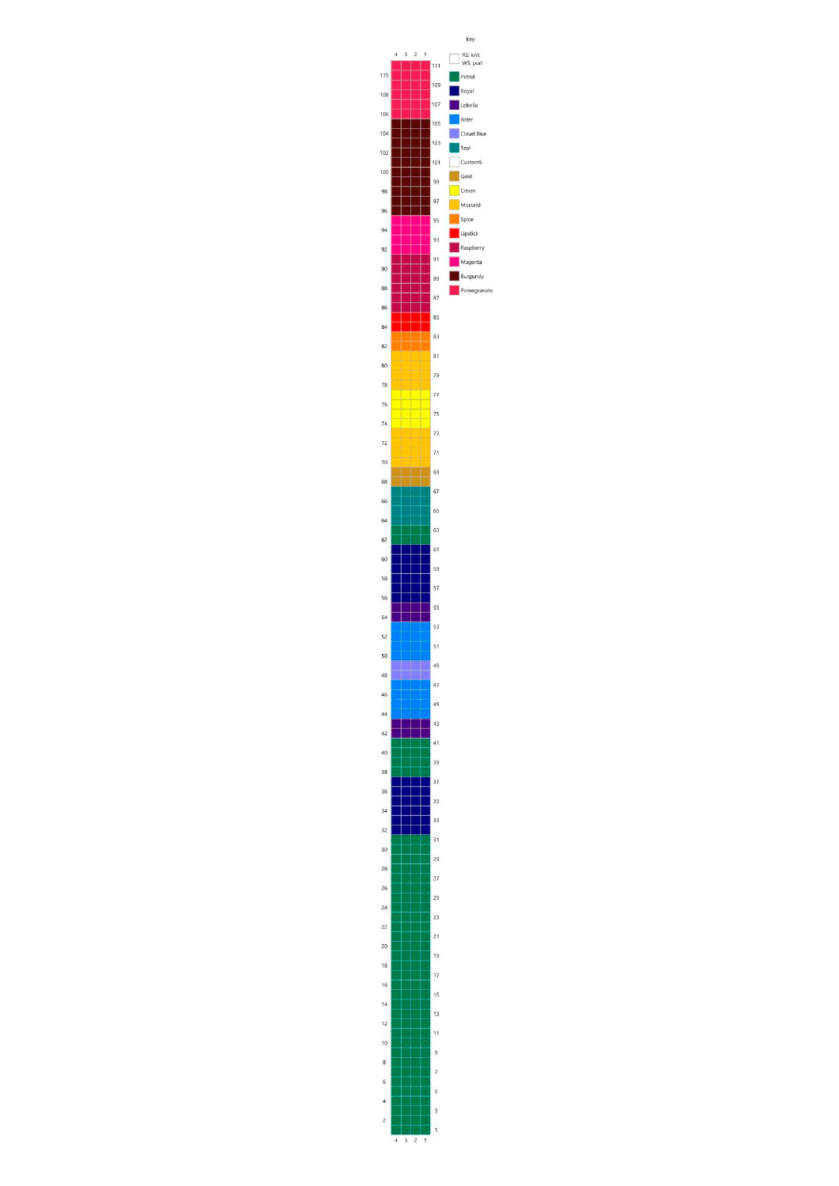Key

- RS: knit WS: purl
- Petrol
- Royal
- Lobelia
- Aster
- Cloud Blue
- Teal
- Custom5
- Gold
- Citron
- Mustard
- Spice
- Lipstick
- Raspberry
- Magenta
- Burgundy
- Pomegranate

4 3 2 1

111
110
109
108
107
106
105
104
103
102
101
100
99
98
97
96
95
94
93
92
91
90
89
88
87
86
85
84
83
82
81
80
79
78
77
76
75
74
73
72
71
70
69
68
67
66
65
64
63
62
61
60
59
58
57
56
55
54
53
52
51
50
49
48
47
46
45
44
43
42
41
40
39
38
37
36
35
34
33
32
31
30
29
28
27
26
25
24
23
22
21
20
19
18
17
16
15
14
13
12
11
10
9
8
7
6
5
4
3
2
1

4 3 2 1